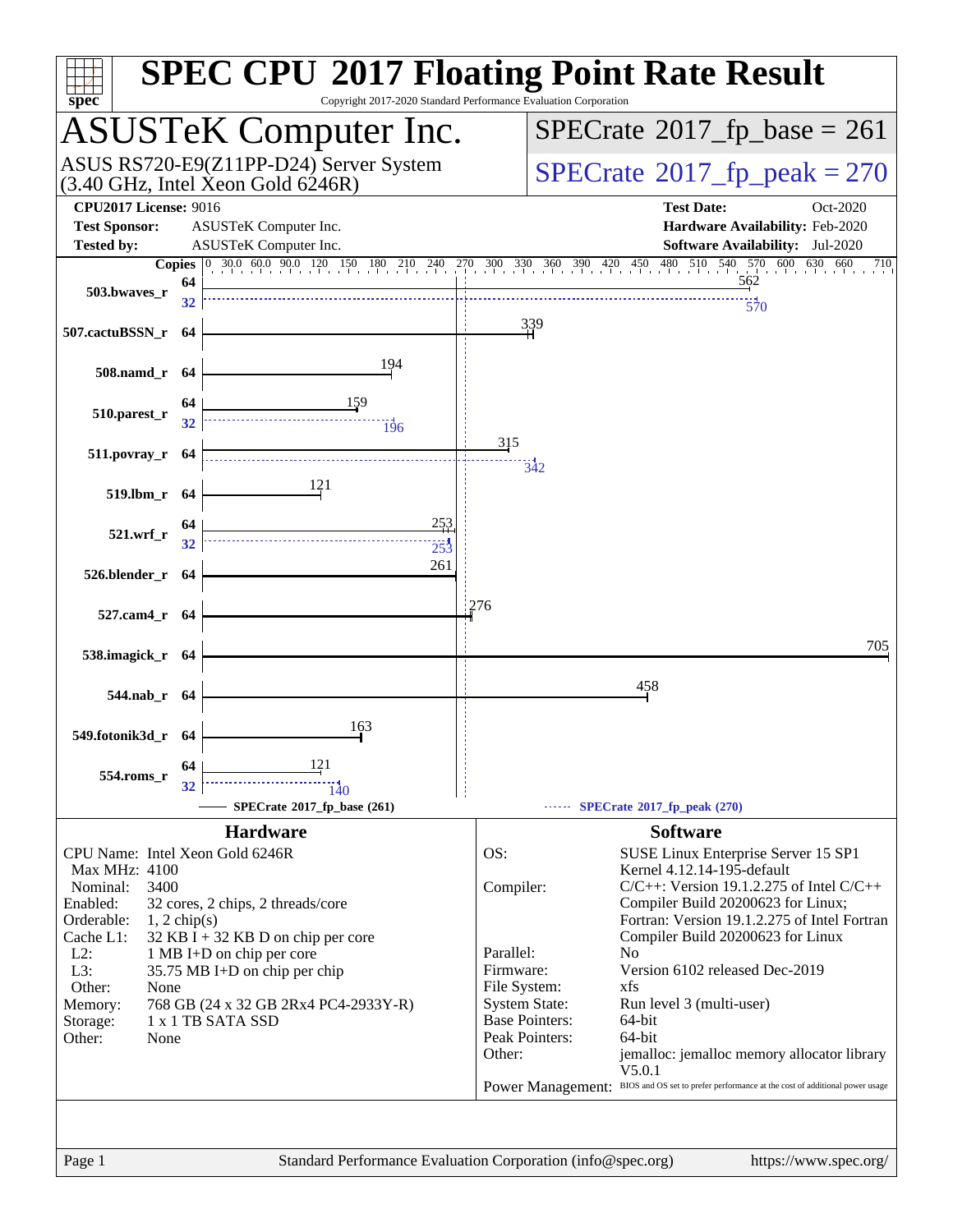# SPEC CPU 2017 Floating Point Rate Result

Copyright 2017-2020 Standard Performance Evaluation Corporation

## ASUSTeK Computer Inc.

ASUS RS720-E9(Z11PP-D24) Server System (3.40 GHz, Intel Xeon Gold 6246R)

**SPECrate 2017_fp_base = 261**

**SPECrate 2017_fp_peak = 270**

| | | | |
|---|---|---|---|
| **CPU2017 License:** | 9016 | **Test Date:** | Oct-2020 |
| **Test Sponsor:** | ASUSTeK Computer Inc. | **Hardware Availability:** | Feb-2020 |
| **Tested by:** | ASUSTeK Computer Inc. | **Software Availability:** | Jul-2020 |

| Benchmark | Copies (base) | Base | Copies (peak) | Peak |
|---|---|---|---|---|
| 503.bwaves_r | 64 | 562 | 32 | 570 |
| 507.cactuBSSN_r | 64 | 339 | 64 | 339 |
| 508.namd_r | 64 | 194 | 64 | 194 |
| 510.parest_r | 64 | 159 | 32 | 196 |
| 511.povray_r | 64 | 315 | 64 | 342 |
| 519.lbm_r | 64 | 121 | 64 | 121 |
| 521.wrf_r | 64 | 253 | 32 | 253 |
| 526.blender_r | 64 | 261 | 64 | 261 |
| 527.cam4_r | 64 | 276 | 64 | 276 |
| 538.imagick_r | 64 | 705 | 64 | 705 |
| 544.nab_r | 64 | 458 | 64 | 458 |
| 549.fotonik3d_r | 64 | 163 | 64 | 163 |
| 554.roms_r | 64 | 121 | 32 | 140 |

SPECrate 2017_fp_base (261) — SPECrate 2017_fp_peak (270)

### Hardware

| | |
|---|---|
| CPU Name: | Intel Xeon Gold 6246R |
| Max MHz: | 4100 |
| Nominal: | 3400 |
| Enabled: | 32 cores, 2 chips, 2 threads/core |
| Orderable: | 1, 2 chip(s) |
| Cache L1: | 32 KB I + 32 KB D on chip per core |
| L2: | 1 MB I+D on chip per core |
| L3: | 35.75 MB I+D on chip per chip |
| Other: | None |
| Memory: | 768 GB (24 x 32 GB 2Rx4 PC4-2933Y-R) |
| Storage: | 1 x 1 TB SATA SSD |
| Other: | None |

### Software

| | |
|---|---|
| OS: | SUSE Linux Enterprise Server 15 SP1 Kernel 4.12.14-195-default |
| Compiler: | C/C++: Version 19.1.2.275 of Intel C/C++ Compiler Build 20200623 for Linux; Fortran: Version 19.1.2.275 of Intel Fortran Compiler Build 20200623 for Linux |
| Parallel: | No |
| Firmware: | Version 6102 released Dec-2019 |
| File System: | xfs |
| System State: | Run level 3 (multi-user) |
| Base Pointers: | 64-bit |
| Peak Pointers: | 64-bit |
| Other: | jemalloc: jemalloc memory allocator library V5.0.1 |
| Power Management: | BIOS and OS set to prefer performance at the cost of additional power usage |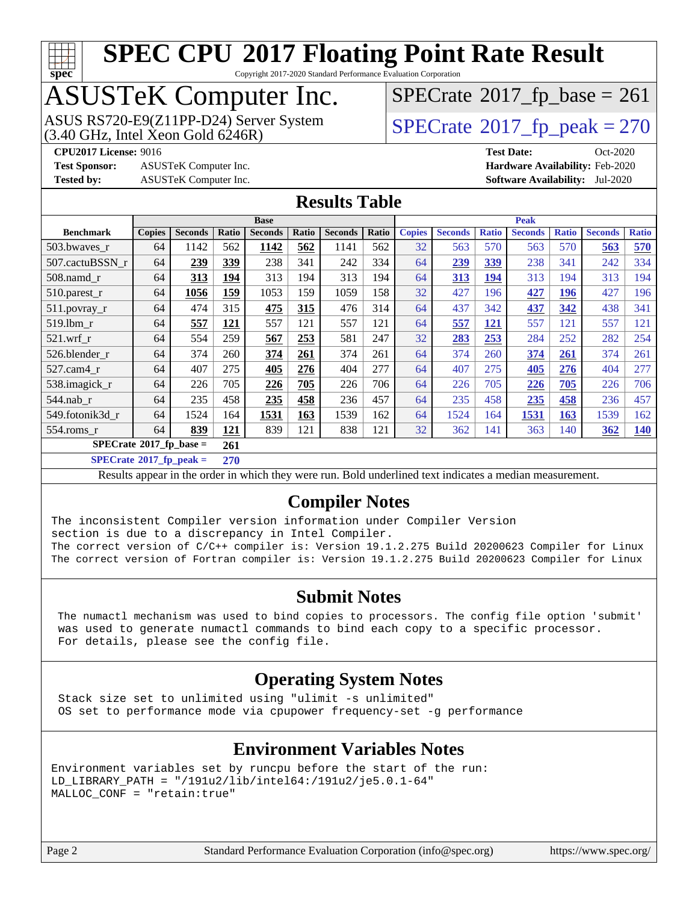# SPEC CPU 2017 Floating Point Rate Result

Copyright 2017-2020 Standard Performance Evaluation Corporation

## ASUSTeK Computer Inc.

ASUS RS720-E9(Z11PP-D24) Server System
(3.40 GHz, Intel Xeon Gold 6246R)

SPECrate 2017_fp_base = 261

SPECrate 2017_fp_peak = 270

**CPU2017 License:** 9016
**Test Sponsor:** ASUSTeK Computer Inc.
**Tested by:** ASUSTeK Computer Inc.

**Test Date:** Oct-2020
**Hardware Availability:** Feb-2020
**Software Availability:** Jul-2020

## Results Table

| Benchmark | Base | | | | | | | Peak | | | | | | |
|---|---|---|---|---|---|---|---|---|---|---|---|---|---|---|
| | Copies | Seconds | Ratio | Seconds | Ratio | Seconds | Ratio | Copies | Seconds | Ratio | Seconds | Ratio | Seconds | Ratio |
| 503.bwaves_r | 64 | 1142 | 562 | **1142** | **562** | 1141 | 562 | 32 | 563 | 570 | 563 | 570 | **563** | **570** |
| 507.cactuBSSN_r | 64 | **239** | **339** | 238 | 341 | 242 | 334 | 64 | **239** | **339** | 238 | 341 | 242 | 334 |
| 508.namd_r | 64 | **313** | **194** | 313 | 194 | 313 | 194 | 64 | **313** | **194** | 313 | 194 | 313 | 194 |
| 510.parest_r | 64 | **1056** | **159** | 1053 | 159 | 1059 | 158 | 32 | 427 | 196 | **427** | **196** | 427 | 196 |
| 511.povray_r | 64 | 474 | 315 | **475** | **315** | 476 | 314 | 64 | 437 | 342 | **437** | **342** | 438 | 341 |
| 519.lbm_r | 64 | **557** | **121** | 557 | 121 | 557 | 121 | 64 | **557** | **121** | 557 | 121 | 557 | 121 |
| 521.wrf_r | 64 | 554 | 259 | **567** | **253** | 581 | 247 | 32 | **283** | **253** | 284 | 252 | 282 | 254 |
| 526.blender_r | 64 | 374 | 260 | **374** | **261** | 374 | 261 | 64 | 374 | 260 | **374** | **261** | 374 | 261 |
| 527.cam4_r | 64 | 407 | 275 | **405** | **276** | 404 | 277 | 64 | 407 | 275 | **405** | **276** | 404 | 277 |
| 538.imagick_r | 64 | 226 | 705 | **226** | **705** | 226 | 706 | 64 | 226 | 705 | **226** | **705** | 226 | 706 |
| 544.nab_r | 64 | 235 | 458 | **235** | **458** | 236 | 457 | 64 | 235 | 458 | **235** | **458** | 236 | 457 |
| 549.fotonik3d_r | 64 | 1524 | 164 | **1531** | **163** | 1539 | 162 | 64 | 1524 | 164 | **1531** | **163** | 1539 | 162 |
| 554.roms_r | 64 | **839** | **121** | 839 | 121 | 838 | 121 | 32 | 362 | 141 | 363 | 140 | **362** | **140** |

**SPECrate 2017_fp_base = 261**

**SPECrate 2017_fp_peak = 270**

Results appear in the order in which they were run. Bold underlined text indicates a median measurement.

## Compiler Notes

```
The inconsistent Compiler version information under Compiler Version
section is due to a discrepancy in Intel Compiler.
The correct version of C/C++ compiler is: Version 19.1.2.275 Build 20200623 Compiler for Linux
The correct version of Fortran compiler is: Version 19.1.2.275 Build 20200623 Compiler for Linux
```

## Submit Notes

```
The numactl mechanism was used to bind copies to processors. The config file option 'submit'
was used to generate numactl commands to bind each copy to a specific processor.
For details, please see the config file.
```

## Operating System Notes

```
Stack size set to unlimited using "ulimit -s unlimited"
OS set to performance mode via cpupower frequency-set -g performance
```

## Environment Variables Notes

```
Environment variables set by runcpu before the start of the run:
LD_LIBRARY_PATH = "/191u2/lib/intel64:/191u2/je5.0.1-64"
MALLOC_CONF = "retain:true"
```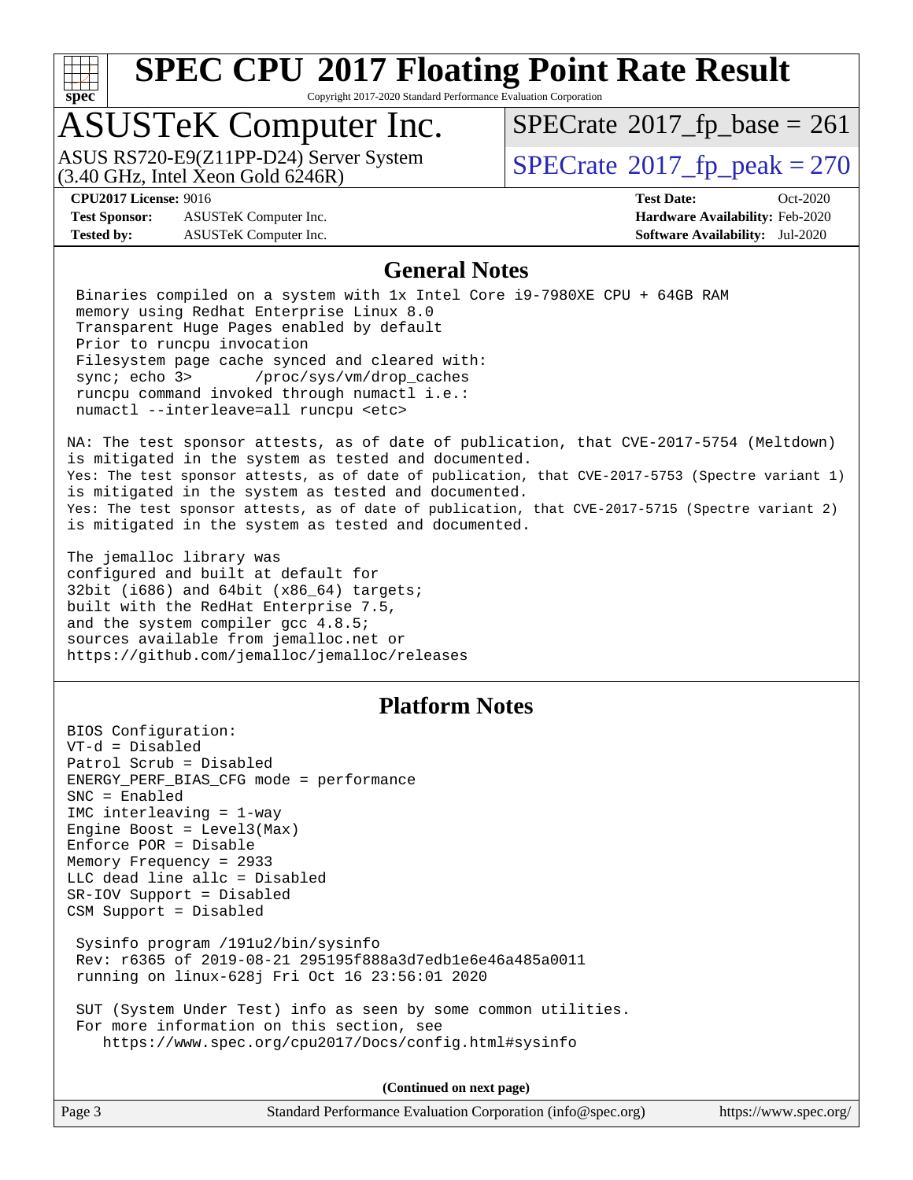# SPEC CPU 2017 Floating Point Rate Result

Copyright 2017-2020 Standard Performance Evaluation Corporation

## ASUSTeK Computer Inc.

ASUS RS720-E9(Z11PP-D24) Server System (3.40 GHz, Intel Xeon Gold 6246R)

SPECrate 2017_fp_base = 261

SPECrate 2017_fp_peak = 270

**CPU2017 License:** 9016
**Test Sponsor:** ASUSTeK Computer Inc.
**Tested by:** ASUSTeK Computer Inc.

**Test Date:** Oct-2020
**Hardware Availability:** Feb-2020
**Software Availability:** Jul-2020

### General Notes

```
 Binaries compiled on a system with 1x Intel Core i9-7980XE CPU + 64GB RAM
 memory using Redhat Enterprise Linux 8.0
 Transparent Huge Pages enabled by default
 Prior to runcpu invocation
 Filesystem page cache synced and cleared with:
 sync; echo 3>       /proc/sys/vm/drop_caches
 runcpu command invoked through numactl i.e.:
 numactl --interleave=all runcpu <etc>

NA: The test sponsor attests, as of date of publication, that CVE-2017-5754 (Meltdown)
is mitigated in the system as tested and documented.
Yes: The test sponsor attests, as of date of publication, that CVE-2017-5753 (Spectre variant 1)
is mitigated in the system as tested and documented.
Yes: The test sponsor attests, as of date of publication, that CVE-2017-5715 (Spectre variant 2)
is mitigated in the system as tested and documented.

The jemalloc library was
configured and built at default for
32bit (i686) and 64bit (x86_64) targets;
built with the RedHat Enterprise 7.5,
and the system compiler gcc 4.8.5;
sources available from jemalloc.net or
https://github.com/jemalloc/jemalloc/releases
```

### Platform Notes

```
BIOS Configuration:
VT-d = Disabled
Patrol Scrub = Disabled
ENERGY_PERF_BIAS_CFG mode = performance
SNC = Enabled
IMC interleaving = 1-way
Engine Boost = Level3(Max)
Enforce POR = Disable
Memory Frequency = 2933
LLC dead line allc = Disabled
SR-IOV Support = Disabled
CSM Support = Disabled

 Sysinfo program /191u2/bin/sysinfo
 Rev: r6365 of 2019-08-21 295195f888a3d7edb1e6e46a485a0011
 running on linux-628j Fri Oct 16 23:56:01 2020

 SUT (System Under Test) info as seen by some common utilities.
 For more information on this section, see
    https://www.spec.org/cpu2017/Docs/config.html#sysinfo
```

**(Continued on next page)**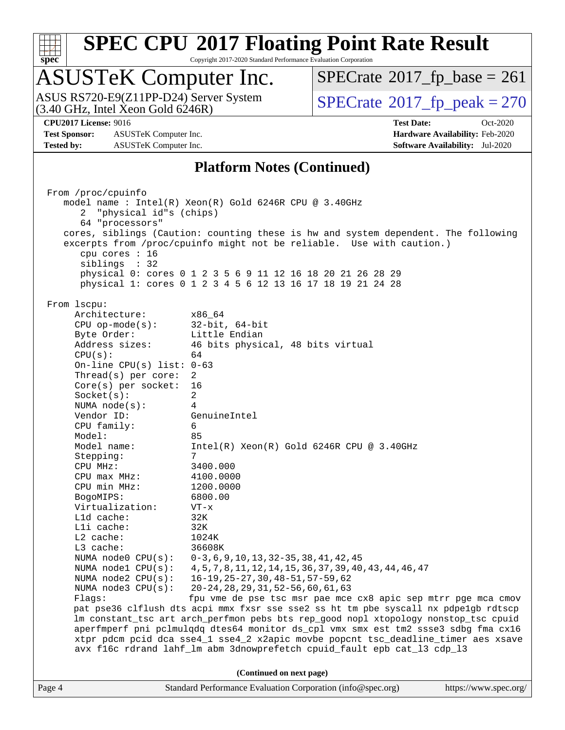# SPEC CPU 2017 Floating Point Rate Result

Copyright 2017-2020 Standard Performance Evaluation Corporation

## ASUSTeK Computer Inc.

ASUS RS720-E9(Z11PP-D24) Server System
(3.40 GHz, Intel Xeon Gold 6246R)

SPECrate 2017_fp_base = 261

SPECrate 2017_fp_peak = 270

**CPU2017 License:** 9016
**Test Sponsor:** ASUSTeK Computer Inc.
**Tested by:** ASUSTeK Computer Inc.

**Test Date:** Oct-2020
**Hardware Availability:** Feb-2020
**Software Availability:** Jul-2020

### Platform Notes (Continued)

```
From /proc/cpuinfo
   model name : Intel(R) Xeon(R) Gold 6246R CPU @ 3.40GHz
      2  "physical id"s (chips)
      64 "processors"
   cores, siblings (Caution: counting these is hw and system dependent. The following
   excerpts from /proc/cpuinfo might not be reliable.  Use with caution.)
      cpu cores : 16
      siblings  : 32
      physical 0: cores 0 1 2 3 5 6 9 11 12 16 18 20 21 26 28 29
      physical 1: cores 0 1 2 3 4 5 6 12 13 16 17 18 19 21 24 28

From lscpu:
     Architecture:        x86_64
     CPU op-mode(s):      32-bit, 64-bit
     Byte Order:          Little Endian
     Address sizes:       46 bits physical, 48 bits virtual
     CPU(s):              64
     On-line CPU(s) list: 0-63
     Thread(s) per core:  2
     Core(s) per socket:  16
     Socket(s):           2
     NUMA node(s):        4
     Vendor ID:           GenuineIntel
     CPU family:          6
     Model:               85
     Model name:          Intel(R) Xeon(R) Gold 6246R CPU @ 3.40GHz
     Stepping:            7
     CPU MHz:             3400.000
     CPU max MHz:         4100.0000
     CPU min MHz:         1200.0000
     BogoMIPS:            6800.00
     Virtualization:      VT-x
     L1d cache:           32K
     L1i cache:           32K
     L2 cache:            1024K
     L3 cache:            36608K
     NUMA node0 CPU(s):   0-3,6,9,10,13,32-35,38,41,42,45
     NUMA node1 CPU(s):   4,5,7,8,11,12,14,15,36,37,39,40,43,44,46,47
     NUMA node2 CPU(s):   16-19,25-27,30,48-51,57-59,62
     NUMA node3 CPU(s):   20-24,28,29,31,52-56,60,61,63
     Flags:               fpu vme de pse tsc msr pae mce cx8 apic sep mtrr pge mca cmov
     pat pse36 clflush dts acpi mmx fxsr sse sse2 ss ht tm pbe syscall nx pdpe1gb rdtscp
     lm constant_tsc art arch_perfmon pebs bts rep_good nopl xtopology nonstop_tsc cpuid
     aperfmperf pni pclmulqdq dtes64 monitor ds_cpl vmx smx est tm2 ssse3 sdbg fma cx16
     xtpr pdcm pcid dca sse4_1 sse4_2 x2apic movbe popcnt tsc_deadline_timer aes xsave
     avx f16c rdrand lahf_lm abm 3dnowprefetch cpuid_fault epb cat_l3 cdp_l3
```

(Continued on next page)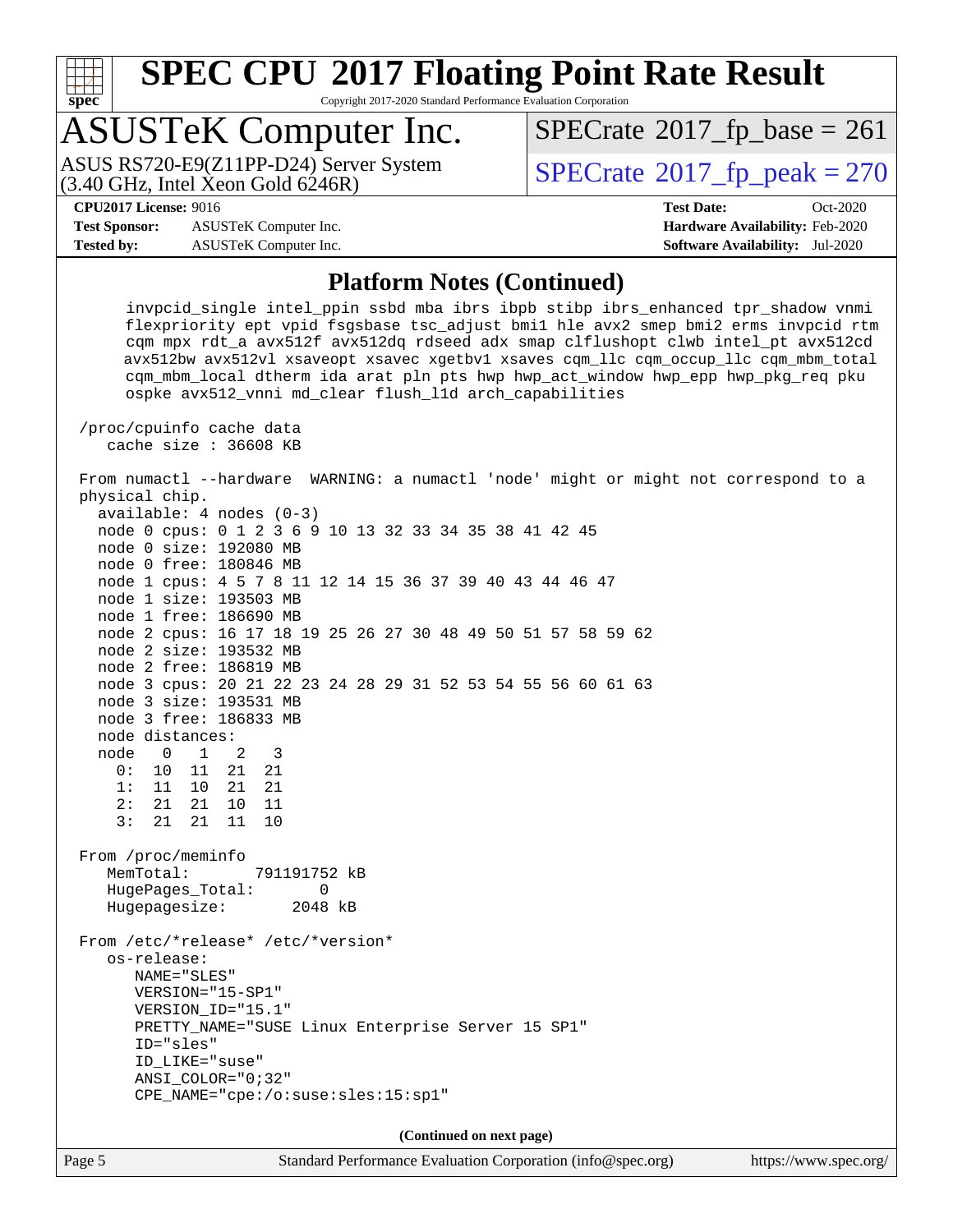## Platform Notes (Continued)

```
      invpcid_single intel_ppin ssbd mba ibrs ibpb stibp ibrs_enhanced tpr_shadow vnmi
      flexpriority ept vpid fsgsbase tsc_adjust bmi1 hle avx2 smep bmi2 erms invpcid rtm
      cqm mpx rdt_a avx512f avx512dq rdseed adx smap clflushopt clwb intel_pt avx512cd
      avx512bw avx512vl xsaveopt xsavec xgetbv1 xsaves cqm_llc cqm_occup_llc cqm_mbm_total
      cqm_mbm_local dtherm ida arat pln pts hwp hwp_act_window hwp_epp hwp_pkg_req pku
      ospke avx512_vnni md_clear flush_l1d arch_capabilities

 /proc/cpuinfo cache data
    cache size : 36608 KB

 From numactl --hardware  WARNING: a numactl 'node' might or might not correspond to a
 physical chip.
   available: 4 nodes (0-3)
   node 0 cpus: 0 1 2 3 6 9 10 13 32 33 34 35 38 41 42 45
   node 0 size: 192080 MB
   node 0 free: 180846 MB
   node 1 cpus: 4 5 7 8 11 12 14 15 36 37 39 40 43 44 46 47
   node 1 size: 193503 MB
   node 1 free: 186690 MB
   node 2 cpus: 16 17 18 19 25 26 27 30 48 49 50 51 57 58 59 62
   node 2 size: 193532 MB
   node 2 free: 186819 MB
   node 3 cpus: 20 21 22 23 24 28 29 31 52 53 54 55 56 60 61 63
   node 3 size: 193531 MB
   node 3 free: 186833 MB
   node distances:
   node   0   1   2   3
     0:  10  11  21  21
     1:  11  10  21  21
     2:  21  21  10  11
     3:  21  21  11  10

 From /proc/meminfo
    MemTotal:       791191752 kB
    HugePages_Total:       0
    Hugepagesize:       2048 kB

 From /etc/*release* /etc/*version*
    os-release:
       NAME="SLES"
       VERSION="15-SP1"
       VERSION_ID="15.1"
       PRETTY_NAME="SUSE Linux Enterprise Server 15 SP1"
       ID="sles"
       ID_LIKE="suse"
       ANSI_COLOR="0;32"
       CPE_NAME="cpe:/o:suse:sles:15:sp1"
```

**(Continued on next page)**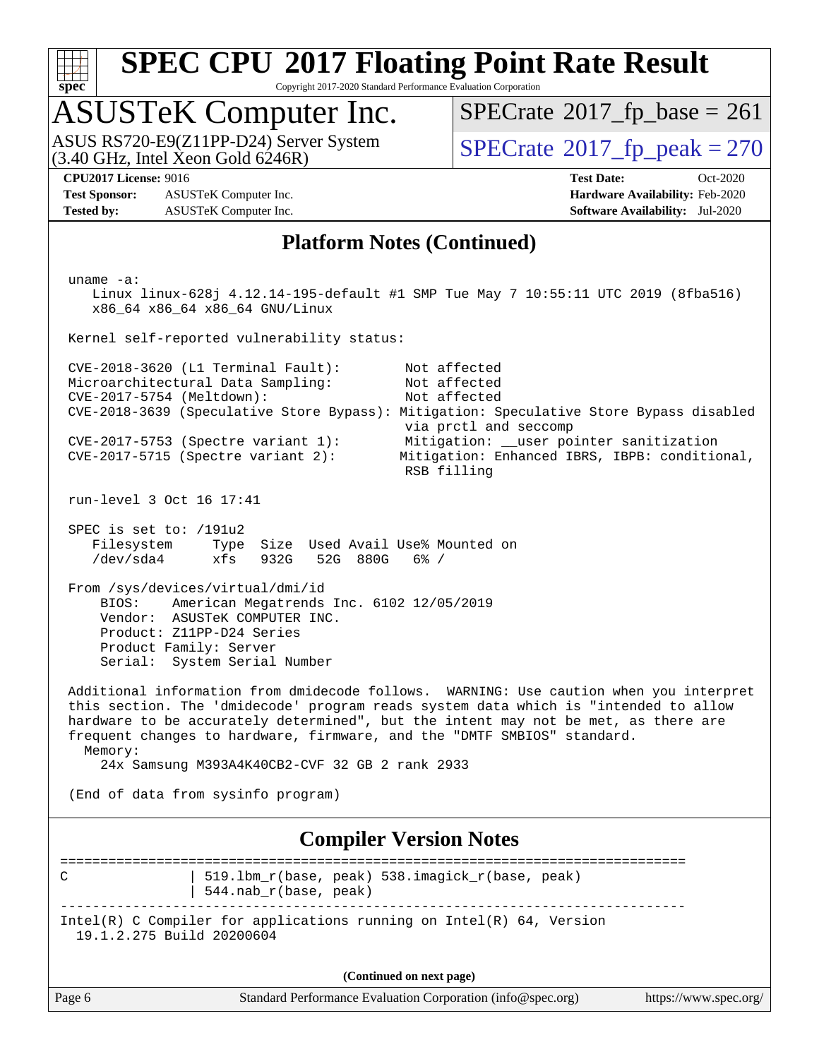# SPEC CPU 2017 Floating Point Rate Result

Copyright 2017-2020 Standard Performance Evaluation Corporation

## ASUSTeK Computer Inc.

ASUS RS720-E9(Z11PP-D24) Server System
(3.40 GHz, Intel Xeon Gold 6246R)

SPECrate 2017_fp_base = 261

SPECrate 2017_fp_peak = 270

**CPU2017 License:** 9016
**Test Sponsor:** ASUSTeK Computer Inc.
**Tested by:** ASUSTeK Computer Inc.

**Test Date:** Oct-2020
**Hardware Availability:** Feb-2020
**Software Availability:** Jul-2020

## Platform Notes (Continued)

```
uname -a:
   Linux linux-628j 4.12.14-195-default #1 SMP Tue May 7 10:55:11 UTC 2019 (8fba516)
   x86_64 x86_64 x86_64 GNU/Linux

Kernel self-reported vulnerability status:

CVE-2018-3620 (L1 Terminal Fault):         Not affected
Microarchitectural Data Sampling:          Not affected
CVE-2017-5754 (Meltdown):                  Not affected
CVE-2018-3639 (Speculative Store Bypass): Mitigation: Speculative Store Bypass disabled
                                           via prctl and seccomp
CVE-2017-5753 (Spectre variant 1):         Mitigation: __user pointer sanitization
CVE-2017-5715 (Spectre variant 2):        Mitigation: Enhanced IBRS, IBPB: conditional,
                                           RSB filling

run-level 3 Oct 16 17:41

SPEC is set to: /191u2
   Filesystem     Type  Size  Used Avail Use% Mounted on
   /dev/sda4      xfs   932G   52G  880G   6% /

From /sys/devices/virtual/dmi/id
    BIOS:    American Megatrends Inc. 6102 12/05/2019
    Vendor:  ASUSTeK COMPUTER INC.
    Product: Z11PP-D24 Series
    Product Family: Server
    Serial:  System Serial Number

Additional information from dmidecode follows.  WARNING: Use caution when you interpret
this section. The 'dmidecode' program reads system data which is "intended to allow
hardware to be accurately determined", but the intent may not be met, as there are
frequent changes to hardware, firmware, and the "DMTF SMBIOS" standard.
  Memory:
    24x Samsung M393A4K40CB2-CVF 32 GB 2 rank 2933

(End of data from sysinfo program)
```

## Compiler Version Notes

```
==============================================================================
C               | 519.lbm_r(base, peak) 538.imagick_r(base, peak)
                | 544.nab_r(base, peak)
------------------------------------------------------------------------------
Intel(R) C Compiler for applications running on Intel(R) 64, Version
  19.1.2.275 Build 20200604
```

(Continued on next page)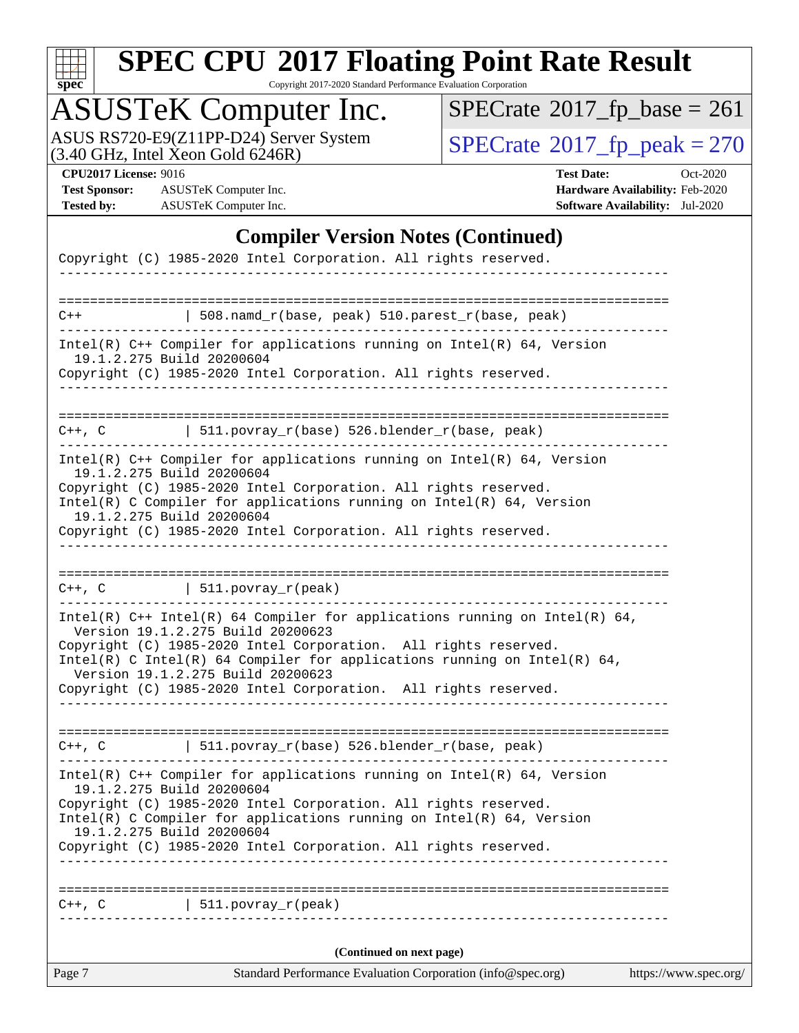# SPEC CPU 2017 Floating Point Rate Result

Copyright 2017-2020 Standard Performance Evaluation Corporation

## ASUSTeK Computer Inc.

ASUS RS720-E9(Z11PP-D24) Server System (3.40 GHz, Intel Xeon Gold 6246R)

SPECrate 2017_fp_base = 261

SPECrate 2017_fp_peak = 270

**CPU2017 License:** 9016
**Test Sponsor:** ASUSTeK Computer Inc.
**Tested by:** ASUSTeK Computer Inc.

**Test Date:** Oct-2020
**Hardware Availability:** Feb-2020
**Software Availability:** Jul-2020

## Compiler Version Notes (Continued)

```
Copyright (C) 1985-2020 Intel Corporation. All rights reserved.
------------------------------------------------------------------------------

==============================================================================
C++            | 508.namd_r(base, peak) 510.parest_r(base, peak)
------------------------------------------------------------------------------
Intel(R) C++ Compiler for applications running on Intel(R) 64, Version
  19.1.2.275 Build 20200604
Copyright (C) 1985-2020 Intel Corporation. All rights reserved.
------------------------------------------------------------------------------

==============================================================================
C++, C         | 511.povray_r(base) 526.blender_r(base, peak)
------------------------------------------------------------------------------
Intel(R) C++ Compiler for applications running on Intel(R) 64, Version
  19.1.2.275 Build 20200604
Copyright (C) 1985-2020 Intel Corporation. All rights reserved.
Intel(R) C Compiler for applications running on Intel(R) 64, Version
  19.1.2.275 Build 20200604
Copyright (C) 1985-2020 Intel Corporation. All rights reserved.
------------------------------------------------------------------------------

==============================================================================
C++, C         | 511.povray_r(peak)
------------------------------------------------------------------------------
Intel(R) C++ Intel(R) 64 Compiler for applications running on Intel(R) 64,
  Version 19.1.2.275 Build 20200623
Copyright (C) 1985-2020 Intel Corporation.  All rights reserved.
Intel(R) C Intel(R) 64 Compiler for applications running on Intel(R) 64,
  Version 19.1.2.275 Build 20200623
Copyright (C) 1985-2020 Intel Corporation.  All rights reserved.
------------------------------------------------------------------------------

==============================================================================
C++, C         | 511.povray_r(base) 526.blender_r(base, peak)
------------------------------------------------------------------------------
Intel(R) C++ Compiler for applications running on Intel(R) 64, Version
  19.1.2.275 Build 20200604
Copyright (C) 1985-2020 Intel Corporation. All rights reserved.
Intel(R) C Compiler for applications running on Intel(R) 64, Version
  19.1.2.275 Build 20200604
Copyright (C) 1985-2020 Intel Corporation. All rights reserved.
------------------------------------------------------------------------------

==============================================================================
C++, C         | 511.povray_r(peak)
------------------------------------------------------------------------------
```

(Continued on next page)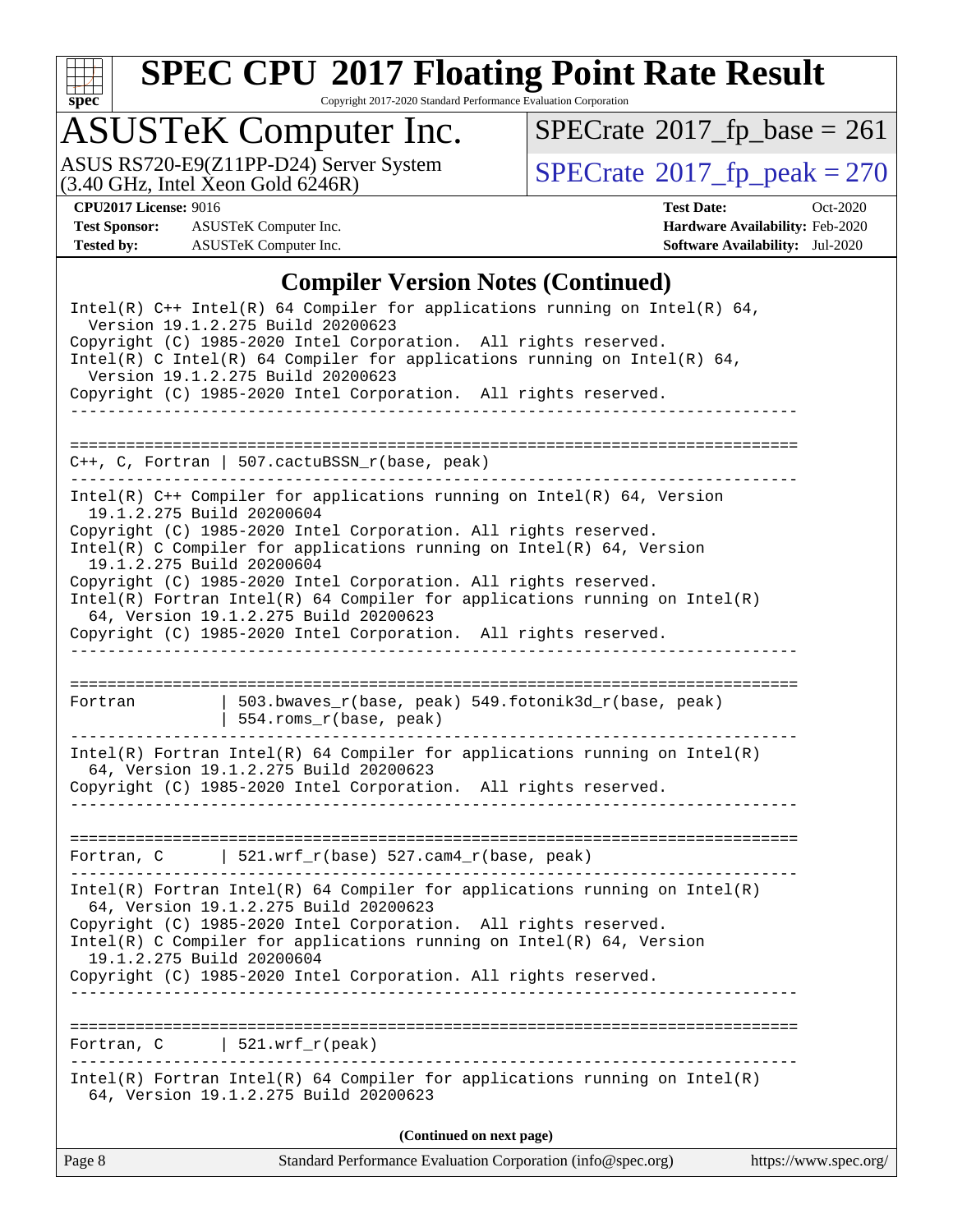## Compiler Version Notes (Continued)

```
Intel(R) C++ Intel(R) 64 Compiler for applications running on Intel(R) 64,
  Version 19.1.2.275 Build 20200623
Copyright (C) 1985-2020 Intel Corporation.  All rights reserved.
Intel(R) C Intel(R) 64 Compiler for applications running on Intel(R) 64,
  Version 19.1.2.275 Build 20200623
Copyright (C) 1985-2020 Intel Corporation.  All rights reserved.
------------------------------------------------------------------------------

==============================================================================
C++, C, Fortran | 507.cactuBSSN_r(base, peak)
------------------------------------------------------------------------------
Intel(R) C++ Compiler for applications running on Intel(R) 64, Version
  19.1.2.275 Build 20200604
Copyright (C) 1985-2020 Intel Corporation. All rights reserved.
Intel(R) C Compiler for applications running on Intel(R) 64, Version
  19.1.2.275 Build 20200604
Copyright (C) 1985-2020 Intel Corporation. All rights reserved.
Intel(R) Fortran Intel(R) 64 Compiler for applications running on Intel(R)
  64, Version 19.1.2.275 Build 20200623
Copyright (C) 1985-2020 Intel Corporation.  All rights reserved.
------------------------------------------------------------------------------

==============================================================================
Fortran         | 503.bwaves_r(base, peak) 549.fotonik3d_r(base, peak)
                | 554.roms_r(base, peak)
------------------------------------------------------------------------------
Intel(R) Fortran Intel(R) 64 Compiler for applications running on Intel(R)
  64, Version 19.1.2.275 Build 20200623
Copyright (C) 1985-2020 Intel Corporation.  All rights reserved.
------------------------------------------------------------------------------

==============================================================================
Fortran, C      | 521.wrf_r(base) 527.cam4_r(base, peak)
------------------------------------------------------------------------------
Intel(R) Fortran Intel(R) 64 Compiler for applications running on Intel(R)
  64, Version 19.1.2.275 Build 20200623
Copyright (C) 1985-2020 Intel Corporation.  All rights reserved.
Intel(R) C Compiler for applications running on Intel(R) 64, Version
  19.1.2.275 Build 20200604
Copyright (C) 1985-2020 Intel Corporation. All rights reserved.
------------------------------------------------------------------------------

==============================================================================
Fortran, C      | 521.wrf_r(peak)
------------------------------------------------------------------------------
Intel(R) Fortran Intel(R) 64 Compiler for applications running on Intel(R)
  64, Version 19.1.2.275 Build 20200623
```

(Continued on next page)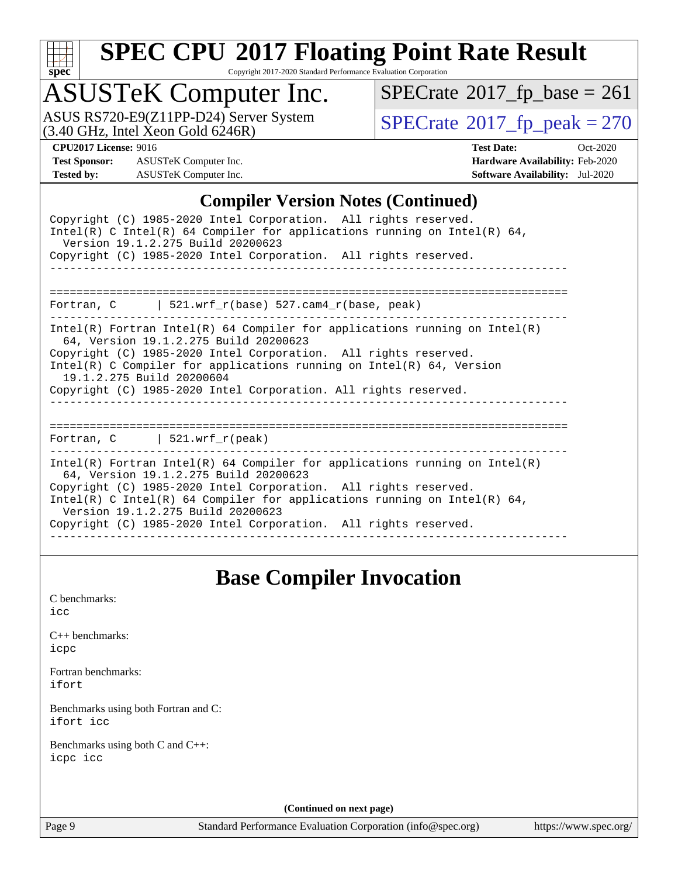## Compiler Version Notes (Continued)

```
Copyright (C) 1985-2020 Intel Corporation.  All rights reserved.
Intel(R) C Intel(R) 64 Compiler for applications running on Intel(R) 64,
  Version 19.1.2.275 Build 20200623
Copyright (C) 1985-2020 Intel Corporation.  All rights reserved.
------------------------------------------------------------------------------

==============================================================================
Fortran, C      | 521.wrf_r(base) 527.cam4_r(base, peak)
------------------------------------------------------------------------------
Intel(R) Fortran Intel(R) 64 Compiler for applications running on Intel(R)
  64, Version 19.1.2.275 Build 20200623
Copyright (C) 1985-2020 Intel Corporation.  All rights reserved.
Intel(R) C Compiler for applications running on Intel(R) 64, Version
  19.1.2.275 Build 20200604
Copyright (C) 1985-2020 Intel Corporation. All rights reserved.
------------------------------------------------------------------------------

==============================================================================
Fortran, C      | 521.wrf_r(peak)
------------------------------------------------------------------------------
Intel(R) Fortran Intel(R) 64 Compiler for applications running on Intel(R)
  64, Version 19.1.2.275 Build 20200623
Copyright (C) 1985-2020 Intel Corporation.  All rights reserved.
Intel(R) C Intel(R) 64 Compiler for applications running on Intel(R) 64,
  Version 19.1.2.275 Build 20200623
Copyright (C) 1985-2020 Intel Corporation.  All rights reserved.
------------------------------------------------------------------------------
```

## Base Compiler Invocation

C benchmarks:
icc

C++ benchmarks:
icpc

Fortran benchmarks:
ifort

Benchmarks using both Fortran and C:
ifort icc

Benchmarks using both C and C++:
icpc icc

**(Continued on next page)**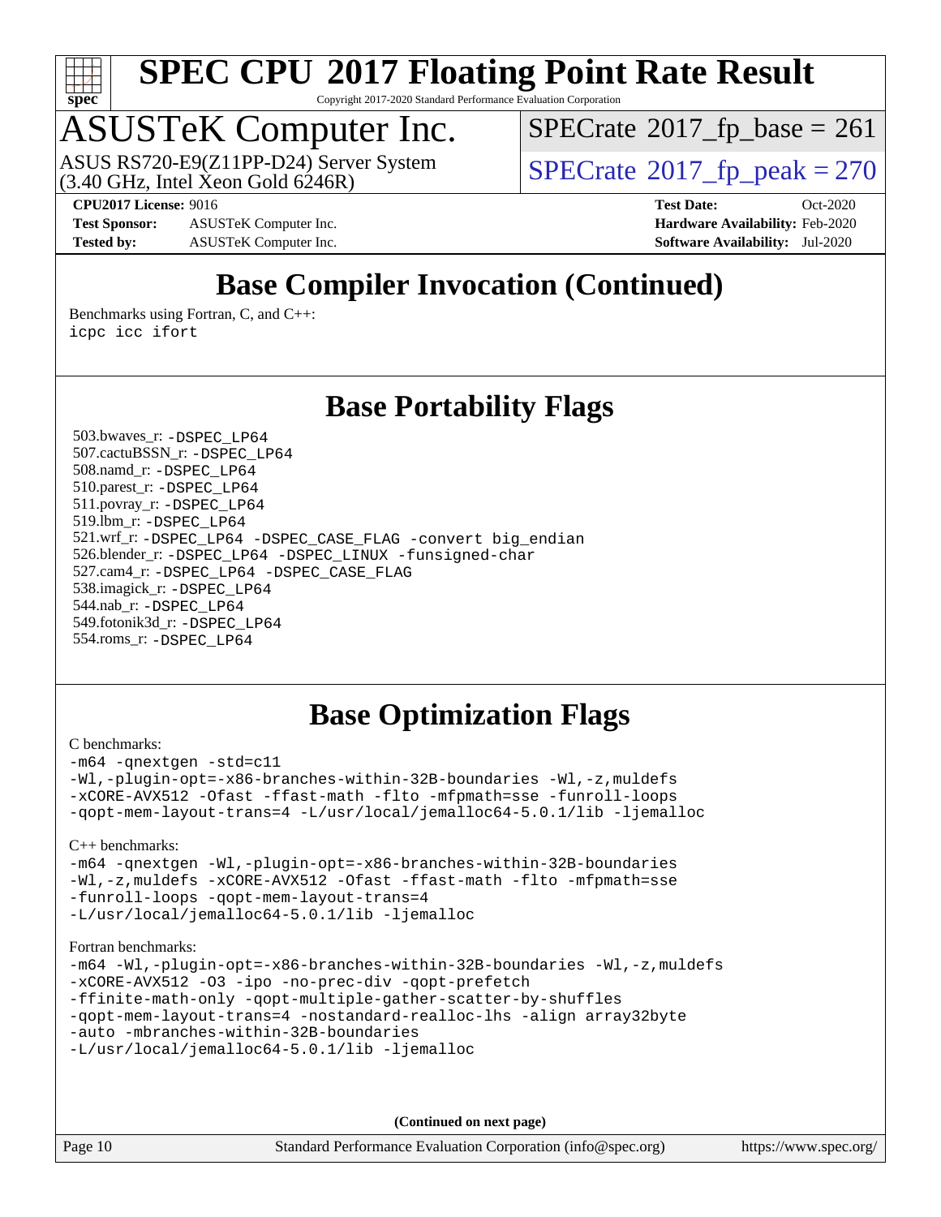# SPEC CPU 2017 Floating Point Rate Result

Copyright 2017-2020 Standard Performance Evaluation Corporation

## ASUSTeK Computer Inc.

ASUS RS720-E9(Z11PP-D24) Server System
(3.40 GHz, Intel Xeon Gold 6246R)

SPECrate 2017_fp_base = 261

SPECrate 2017_fp_peak = 270

**CPU2017 License:** 9016
**Test Sponsor:** ASUSTeK Computer Inc.
**Tested by:** ASUSTeK Computer Inc.

**Test Date:** Oct-2020
**Hardware Availability:** Feb-2020
**Software Availability:** Jul-2020

## Base Compiler Invocation (Continued)

Benchmarks using Fortran, C, and C++:
```
icpc icc ifort
```

## Base Portability Flags

503.bwaves_r: -DSPEC_LP64
507.cactuBSSN_r: -DSPEC_LP64
508.namd_r: -DSPEC_LP64
510.parest_r: -DSPEC_LP64
511.povray_r: -DSPEC_LP64
519.lbm_r: -DSPEC_LP64
521.wrf_r: -DSPEC_LP64 -DSPEC_CASE_FLAG -convert big_endian
526.blender_r: -DSPEC_LP64 -DSPEC_LINUX -funsigned-char
527.cam4_r: -DSPEC_LP64 -DSPEC_CASE_FLAG
538.imagick_r: -DSPEC_LP64
544.nab_r: -DSPEC_LP64
549.fotonik3d_r: -DSPEC_LP64
554.roms_r: -DSPEC_LP64

## Base Optimization Flags

C benchmarks:
```
-m64 -qnextgen -std=c11
-Wl,-plugin-opt=-x86-branches-within-32B-boundaries -Wl,-z,muldefs
-xCORE-AVX512 -Ofast -ffast-math -flto -mfpmath=sse -funroll-loops
-qopt-mem-layout-trans=4 -L/usr/local/jemalloc64-5.0.1/lib -ljemalloc
```

C++ benchmarks:
```
-m64 -qnextgen -Wl,-plugin-opt=-x86-branches-within-32B-boundaries
-Wl,-z,muldefs -xCORE-AVX512 -Ofast -ffast-math -flto -mfpmath=sse
-funroll-loops -qopt-mem-layout-trans=4
-L/usr/local/jemalloc64-5.0.1/lib -ljemalloc
```

Fortran benchmarks:
```
-m64 -Wl,-plugin-opt=-x86-branches-within-32B-boundaries -Wl,-z,muldefs
-xCORE-AVX512 -O3 -ipo -no-prec-div -qopt-prefetch
-ffinite-math-only -qopt-multiple-gather-scatter-by-shuffles
-qopt-mem-layout-trans=4 -nostandard-realloc-lhs -align array32byte
-auto -mbranches-within-32B-boundaries
-L/usr/local/jemalloc64-5.0.1/lib -ljemalloc
```

(Continued on next page)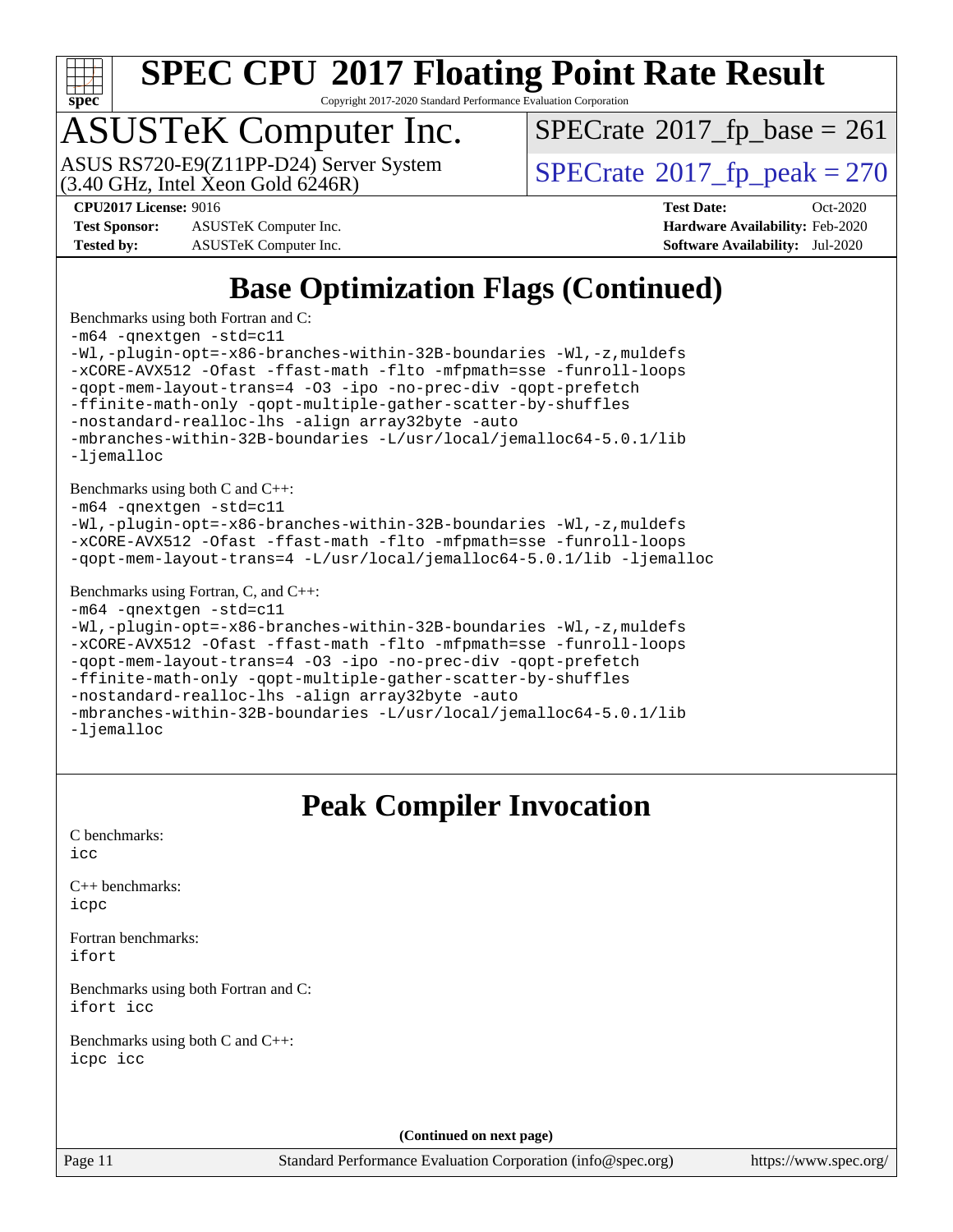# SPEC CPU 2017 Floating Point Rate Result

Copyright 2017-2020 Standard Performance Evaluation Corporation

## ASUSTeK Computer Inc.

ASUS RS720-E9(Z11PP-D24) Server System
(3.40 GHz, Intel Xeon Gold 6246R)

SPECrate 2017_fp_base = 261

SPECrate 2017_fp_peak = 270

**CPU2017 License:** 9016
**Test Sponsor:** ASUSTeK Computer Inc.
**Tested by:** ASUSTeK Computer Inc.

**Test Date:** Oct-2020
**Hardware Availability:** Feb-2020
**Software Availability:** Jul-2020

# Base Optimization Flags (Continued)

Benchmarks using both Fortran and C:

```
-m64 -qnextgen -std=c11
-Wl,-plugin-opt=-x86-branches-within-32B-boundaries -Wl,-z,muldefs
-xCORE-AVX512 -Ofast -ffast-math -flto -mfpmath=sse -funroll-loops
-qopt-mem-layout-trans=4 -O3 -ipo -no-prec-div -qopt-prefetch
-ffinite-math-only -qopt-multiple-gather-scatter-by-shuffles
-nostandard-realloc-lhs -align array32byte -auto
-mbranches-within-32B-boundaries -L/usr/local/jemalloc64-5.0.1/lib
-ljemalloc
```

Benchmarks using both C and C++:

```
-m64 -qnextgen -std=c11
-Wl,-plugin-opt=-x86-branches-within-32B-boundaries -Wl,-z,muldefs
-xCORE-AVX512 -Ofast -ffast-math -flto -mfpmath=sse -funroll-loops
-qopt-mem-layout-trans=4 -L/usr/local/jemalloc64-5.0.1/lib -ljemalloc
```

Benchmarks using Fortran, C, and C++:

```
-m64 -qnextgen -std=c11
-Wl,-plugin-opt=-x86-branches-within-32B-boundaries -Wl,-z,muldefs
-xCORE-AVX512 -Ofast -ffast-math -flto -mfpmath=sse -funroll-loops
-qopt-mem-layout-trans=4 -O3 -ipo -no-prec-div -qopt-prefetch
-ffinite-math-only -qopt-multiple-gather-scatter-by-shuffles
-nostandard-realloc-lhs -align array32byte -auto
-mbranches-within-32B-boundaries -L/usr/local/jemalloc64-5.0.1/lib
-ljemalloc
```

# Peak Compiler Invocation

C benchmarks:

```
icc
```

C++ benchmarks:

```
icpc
```

Fortran benchmarks:

```
ifort
```

Benchmarks using both Fortran and C:

```
ifort icc
```

Benchmarks using both C and C++:

```
icpc icc
```

(Continued on next page)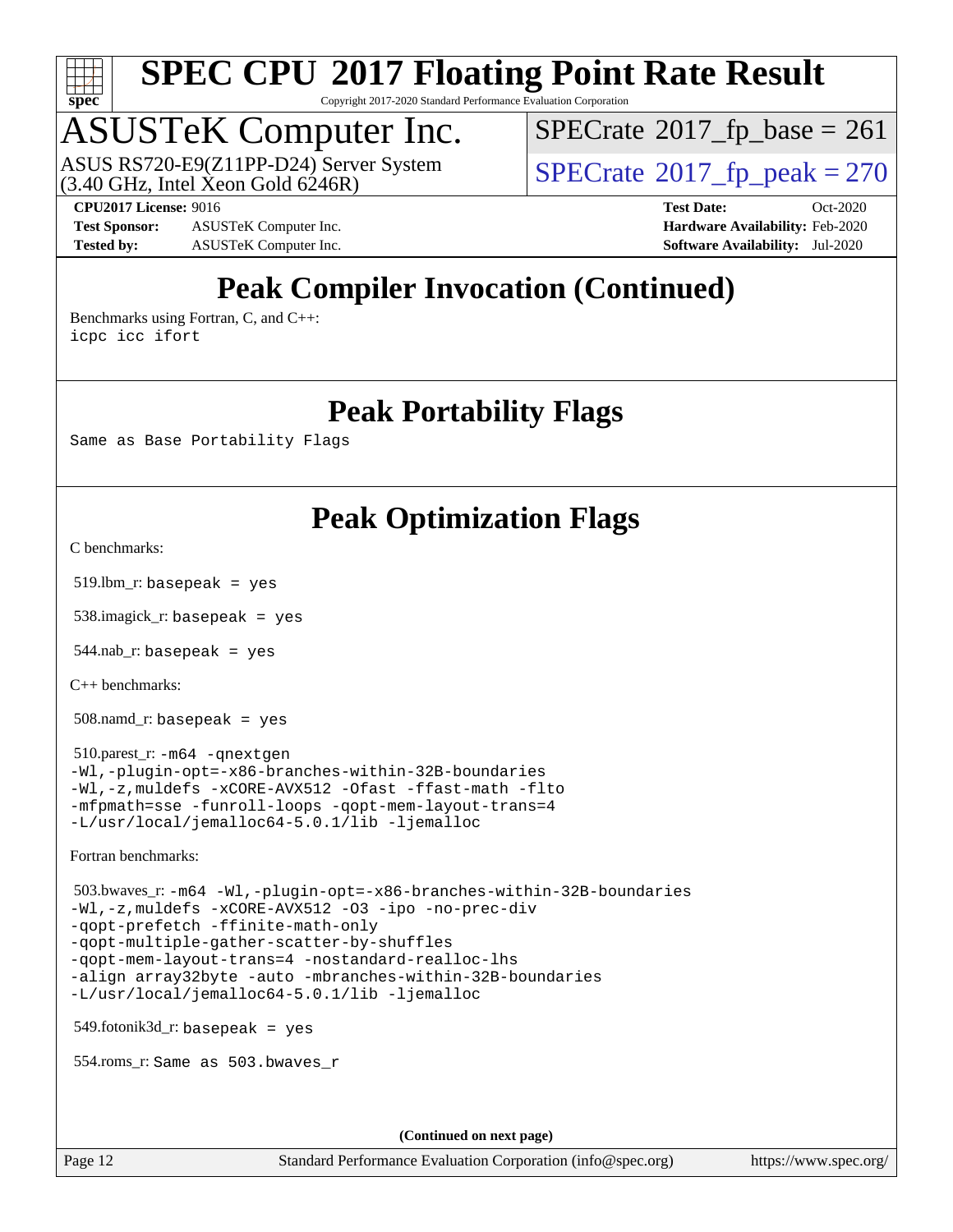# Peak Compiler Invocation (Continued)

Benchmarks using Fortran, C, and C++:
icpc icc ifort

# Peak Portability Flags

Same as Base Portability Flags

# Peak Optimization Flags

C benchmarks:

519.lbm_r: basepeak = yes

538.imagick_r: basepeak = yes

544.nab_r: basepeak = yes

C++ benchmarks:

508.namd_r: basepeak = yes

510.parest_r: -m64 -qnextgen
-Wl,-plugin-opt=-x86-branches-within-32B-boundaries
-Wl,-z,muldefs -xCORE-AVX512 -Ofast -ffast-math -flto
-mfpmath=sse -funroll-loops -qopt-mem-layout-trans=4
-L/usr/local/jemalloc64-5.0.1/lib -ljemalloc

Fortran benchmarks:

503.bwaves_r: -m64 -Wl,-plugin-opt=-x86-branches-within-32B-boundaries
-Wl,-z,muldefs -xCORE-AVX512 -O3 -ipo -no-prec-div
-qopt-prefetch -ffinite-math-only
-qopt-multiple-gather-scatter-by-shuffles
-qopt-mem-layout-trans=4 -nostandard-realloc-lhs
-align array32byte -auto -mbranches-within-32B-boundaries
-L/usr/local/jemalloc64-5.0.1/lib -ljemalloc

549.fotonik3d_r: basepeak = yes

554.roms_r: Same as 503.bwaves_r

(Continued on next page)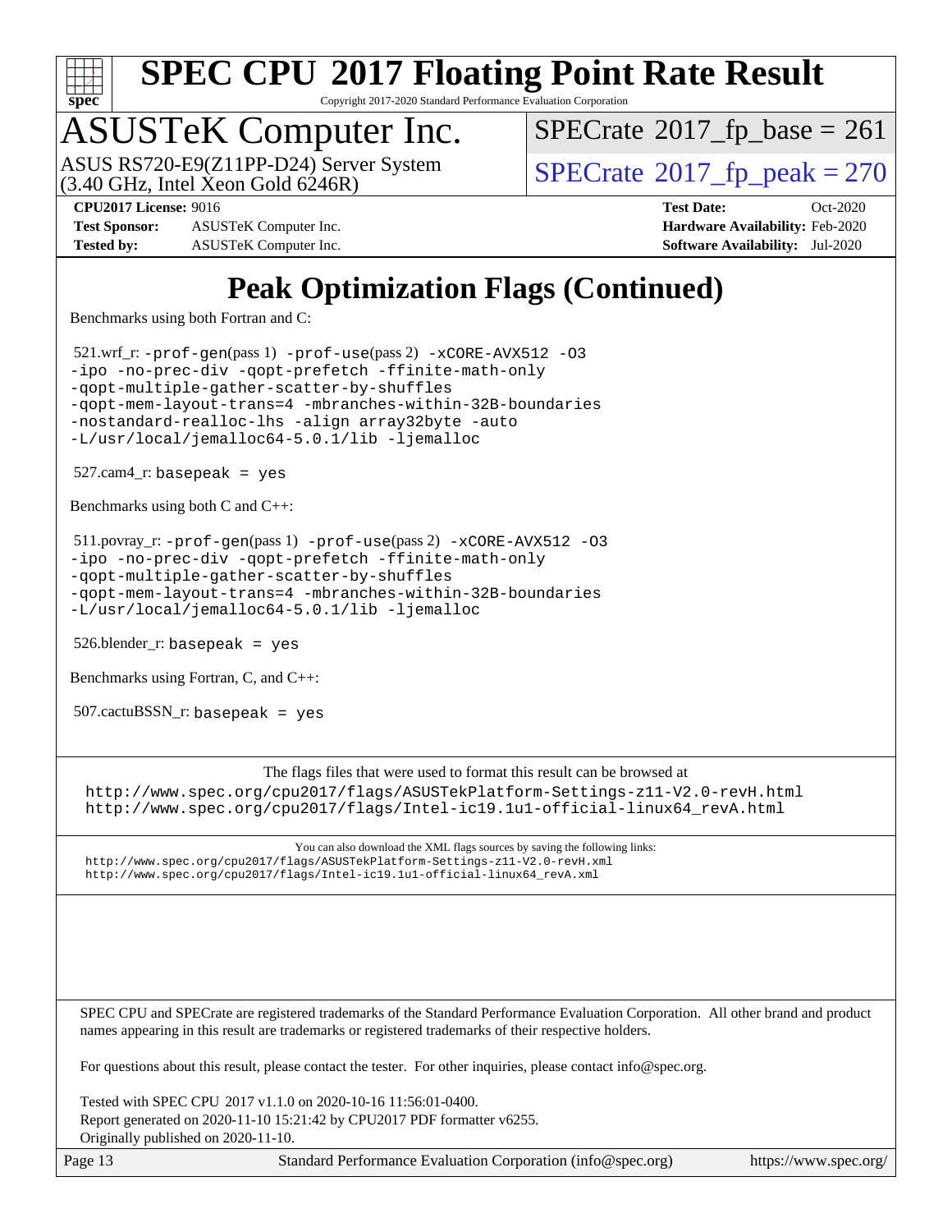# Peak Optimization Flags (Continued)

Benchmarks using both Fortran and C:

521.wrf_r: -prof-gen(pass 1) -prof-use(pass 2) -xCORE-AVX512 -O3 -ipo -no-prec-div -qopt-prefetch -ffinite-math-only -qopt-multiple-gather-scatter-by-shuffles -qopt-mem-layout-trans=4 -mbranches-within-32B-boundaries -nostandard-realloc-lhs -align array32byte -auto -L/usr/local/jemalloc64-5.0.1/lib -ljemalloc

527.cam4_r: basepeak = yes

Benchmarks using both C and C++:

511.povray_r: -prof-gen(pass 1) -prof-use(pass 2) -xCORE-AVX512 -O3 -ipo -no-prec-div -qopt-prefetch -ffinite-math-only -qopt-multiple-gather-scatter-by-shuffles -qopt-mem-layout-trans=4 -mbranches-within-32B-boundaries -L/usr/local/jemalloc64-5.0.1/lib -ljemalloc

526.blender_r: basepeak = yes

Benchmarks using Fortran, C, and C++:

507.cactuBSSN_r: basepeak = yes

The flags files that were used to format this result can be browsed at
http://www.spec.org/cpu2017/flags/ASUSTekPlatform-Settings-z11-V2.0-revH.html
http://www.spec.org/cpu2017/flags/Intel-ic19.1u1-official-linux64_revA.html

You can also download the XML flags sources by saving the following links:
http://www.spec.org/cpu2017/flags/ASUSTekPlatform-Settings-z11-V2.0-revH.xml
http://www.spec.org/cpu2017/flags/Intel-ic19.1u1-official-linux64_revA.xml

SPEC CPU and SPECrate are registered trademarks of the Standard Performance Evaluation Corporation. All other brand and product names appearing in this result are trademarks or registered trademarks of their respective holders.

For questions about this result, please contact the tester. For other inquiries, please contact info@spec.org.

Tested with SPEC CPU 2017 v1.1.0 on 2020-10-16 11:56:01-0400.
Report generated on 2020-11-10 15:21:42 by CPU2017 PDF formatter v6255.
Originally published on 2020-11-10.